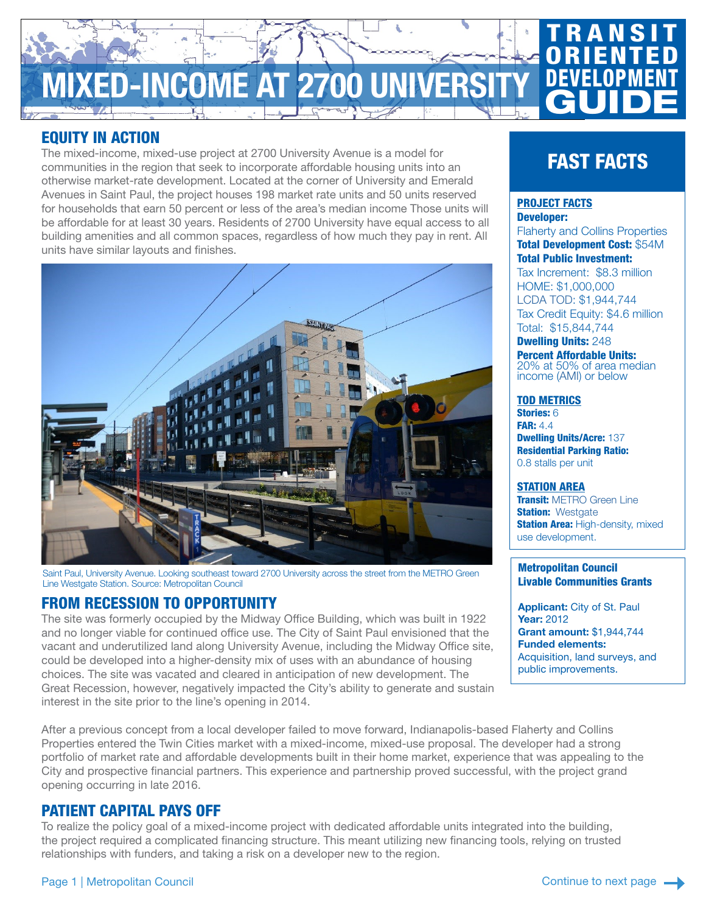# MIXED-INCOME AT 2700 UNIVERSITY

TRANSIT ORIENTED DEVELOPMENT GUIDE

## EQUITY IN ACTION

The mixed-income, mixed-use project at 2700 University Avenue is a model for communities in the region that seek to incorporate affordable housing units into an otherwise market-rate development. Located at the corner of University and Emerald Avenues in Saint Paul, the project houses 198 market rate units and 50 units reserved for households that earn 50 percent or less of the area's median income Those units will be affordable for at least 30 years. Residents of 2700 University have equal access to all building amenities and all common spaces, regardless of how much they pay in rent. All units have similar layouts and finishes.

Saint Paul, University Avenue. Looking southeast toward 2700 University across the street from the METRO Green Line Westgate Station. Source: Metropolitan Council

## FROM RECESSION TO OPPORTUNITY

The site was formerly occupied by the Midway Office Building, which was built in 1922 and no longer viable for continued office use. The City of Saint Paul envisioned that the vacant and underutilized land along University Avenue, including the Midway Office site, could be developed into a higher-density mix of uses with an abundance of housing choices. The site was vacated and cleared in anticipation of new development. The Great Recession, however, negatively impacted the City's ability to generate and sustain interest in the site prior to the line's opening in 2014.

After a previous concept from a local developer failed to move forward, Indianapolis-based Flaherty and Collins Properties entered the Twin Cities market with a mixed-income, mixed-use proposal. The developer had a strong portfolio of market rate and affordable developments built in their home market, experience that was appealing to the City and prospective financial partners. This experience and partnership proved successful, with the project grand opening occurring in late 2016.

## PATIENT CAPITAL PAYS OFF

To realize the policy goal of a mixed-income project with dedicated affordable units integrated into the building, the project required a complicated financing structure. This meant utilizing new financing tools, relying on trusted relationships with funders, and taking a risk on a developer new to the region.

## FAST FACTS

### PROJECT FACTS

**Developer:**
Flaherty and Collins Properties

**Total Development Cost:** $54M

**Total Public Investment:**
Tax Increment: $8.3 million
HOME: $1,000,000
LCDA TOD: $1,944,744
Tax Credit Equity: $4.6 million
Total: $15,844,744

**Dwelling Units:** 248

**Percent Affordable Units:**
20% at 50% of area median income (AMI) or below

### TOD METRICS

**Stories:** 6
**FAR:** 4.4
**Dwelling Units/Acre:** 137
**Residential Parking Ratio:**
0.8 stalls per unit

### STATION AREA

**Transit:** METRO Green Line
**Station:** Westgate
**Station Area:** High-density, mixed use development.

### Metropolitan Council Livable Communities Grants

**Applicant:** City of St. Paul
**Year:** 2012
**Grant amount:** $1,944,744
**Funded elements:**
Acquisition, land surveys, and public improvements.

Continue to next page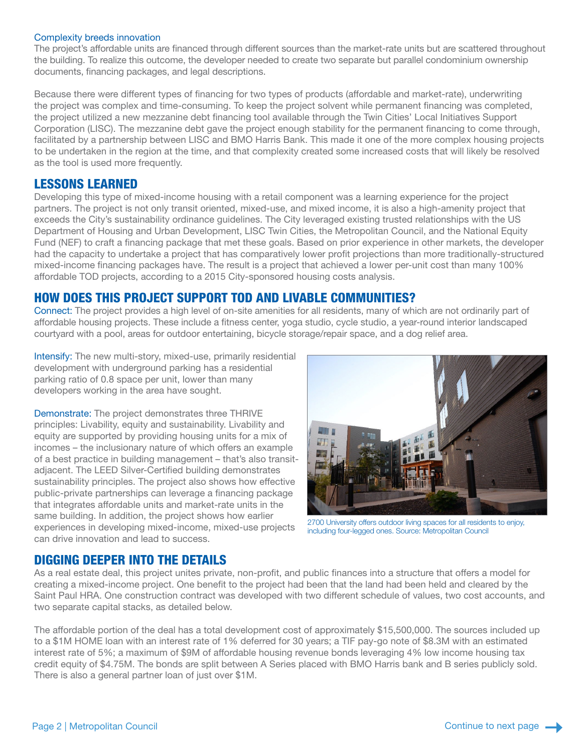### Complexity breeds innovation

The project's affordable units are financed through different sources than the market-rate units but are scattered throughout the building. To realize this outcome, the developer needed to create two separate but parallel condominium ownership documents, financing packages, and legal descriptions.

Because there were different types of financing for two types of products (affordable and market-rate), underwriting the project was complex and time-consuming. To keep the project solvent while permanent financing was completed, the project utilized a new mezzanine debt financing tool available through the Twin Cities' Local Initiatives Support Corporation (LISC). The mezzanine debt gave the project enough stability for the permanent financing to come through, facilitated by a partnership between LISC and BMO Harris Bank. This made it one of the more complex housing projects to be undertaken in the region at the time, and that complexity created some increased costs that will likely be resolved as the tool is used more frequently.

## LESSONS LEARNED

Developing this type of mixed-income housing with a retail component was a learning experience for the project partners. The project is not only transit oriented, mixed-use, and mixed income, it is also a high-amenity project that exceeds the City's sustainability ordinance guidelines. The City leveraged existing trusted relationships with the US Department of Housing and Urban Development, LISC Twin Cities, the Metropolitan Council, and the National Equity Fund (NEF) to craft a financing package that met these goals. Based on prior experience in other markets, the developer had the capacity to undertake a project that has comparatively lower profit projections than more traditionally-structured mixed-income financing packages have. The result is a project that achieved a lower per-unit cost than many 100% affordable TOD projects, according to a 2015 City-sponsored housing costs analysis.

## HOW DOES THIS PROJECT SUPPORT TOD AND LIVABLE COMMUNITIES?

Connect: The project provides a high level of on-site amenities for all residents, many of which are not ordinarily part of affordable housing projects. These include a fitness center, yoga studio, cycle studio, a year-round interior landscaped courtyard with a pool, areas for outdoor entertaining, bicycle storage/repair space, and a dog relief area.

Intensify: The new multi-story, mixed-use, primarily residential development with underground parking has a residential parking ratio of 0.8 space per unit, lower than many developers working in the area have sought.

Demonstrate: The project demonstrates three THRIVE principles: Livability, equity and sustainability. Livability and equity are supported by providing housing units for a mix of incomes – the inclusionary nature of which offers an example of a best practice in building management – that's also transit-adjacent. The LEED Silver-Certified building demonstrates sustainability principles. The project also shows how effective public-private partnerships can leverage a financing package that integrates affordable units and market-rate units in the same building. In addition, the project shows how earlier experiences in developing mixed-income, mixed-use projects can drive innovation and lead to success.

2700 University offers outdoor living spaces for all residents to enjoy, including four-legged ones. Source: Metropolitan Council

## DIGGING DEEPER INTO THE DETAILS

As a real estate deal, this project unites private, non-profit, and public finances into a structure that offers a model for creating a mixed-income project. One benefit to the project had been that the land had been held and cleared by the Saint Paul HRA. One construction contract was developed with two different schedule of values, two cost accounts, and two separate capital stacks, as detailed below.

The affordable portion of the deal has a total development cost of approximately $15,500,000. The sources included up to a $1M HOME loan with an interest rate of 1% deferred for 30 years; a TIF pay-go note of $8.3M with an estimated interest rate of 5%; a maximum of $9M of affordable housing revenue bonds leveraging 4% low income housing tax credit equity of $4.75M. The bonds are split between A Series placed with BMO Harris bank and B series publicly sold. There is also a general partner loan of just over $1M.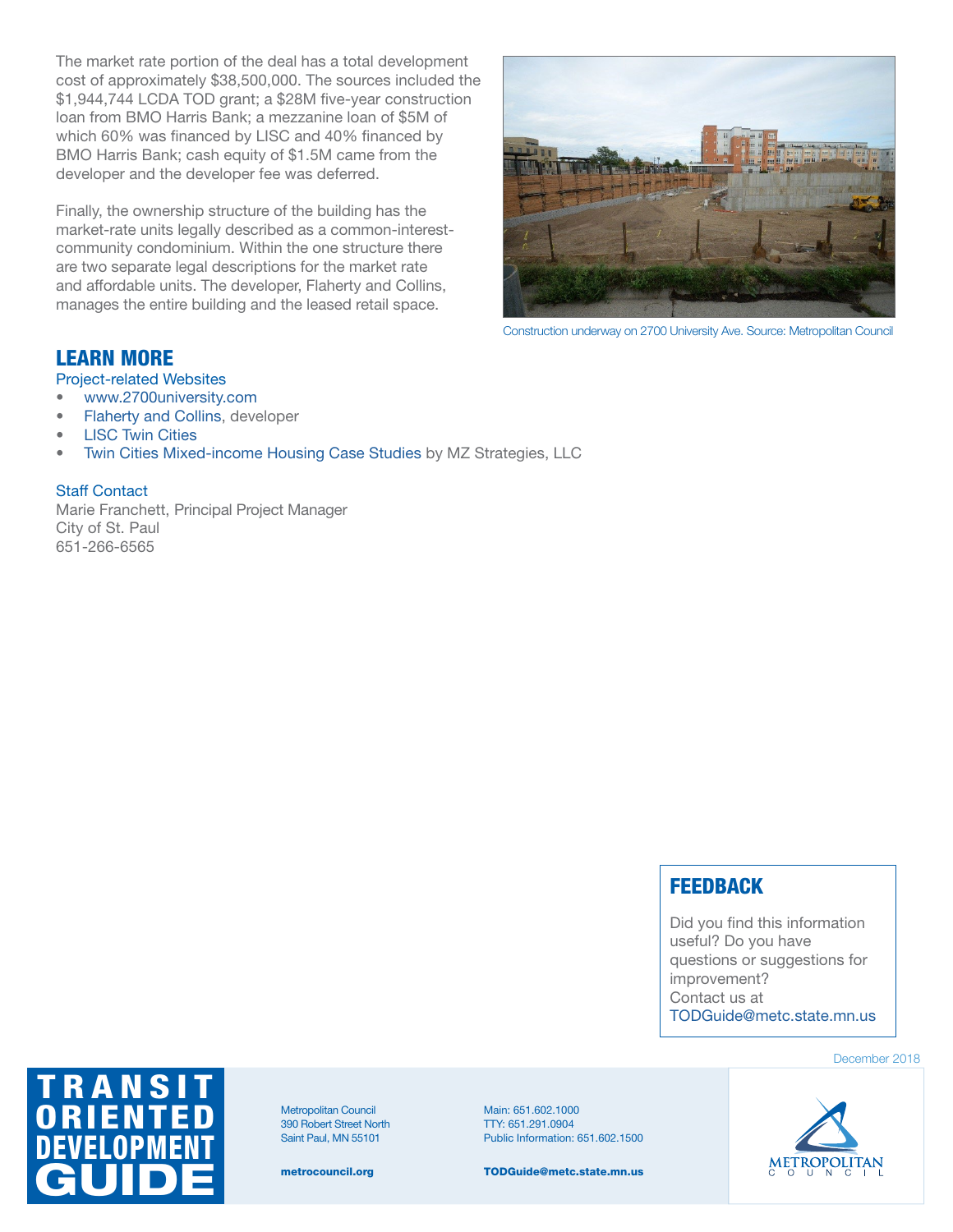The market rate portion of the deal has a total development cost of approximately $38,500,000. The sources included the $1,944,744 LCDA TOD grant; a $28M five-year construction loan from BMO Harris Bank; a mezzanine loan of $5M of which 60% was financed by LISC and 40% financed by BMO Harris Bank; cash equity of $1.5M came from the developer and the developer fee was deferred.

Finally, the ownership structure of the building has the market-rate units legally described as a common-interest-community condominium. Within the one structure there are two separate legal descriptions for the market rate and affordable units. The developer, Flaherty and Collins, manages the entire building and the leased retail space.

Construction underway on 2700 University Ave. Source: Metropolitan Council

## LEARN MORE

Project-related Websites

- www.2700university.com
- Flaherty and Collins, developer
- LISC Twin Cities
- Twin Cities Mixed-income Housing Case Studies by MZ Strategies, LLC

Staff Contact

Marie Franchett, Principal Project Manager
City of St. Paul
651-266-6565

## FEEDBACK

Did you find this information useful? Do you have questions or suggestions for improvement?
Contact us at TODGuide@metc.state.mn.us

December 2018

TRANSIT ORIENTED DEVELOPMENT GUIDE

Metropolitan Council
390 Robert Street North
Saint Paul, MN 55101

metrocouncil.org

Main: 651.602.1000
TTY: 651.291.0904
Public Information: 651.602.1500

TODGuide@metc.state.mn.us

METROPOLITAN COUNCIL